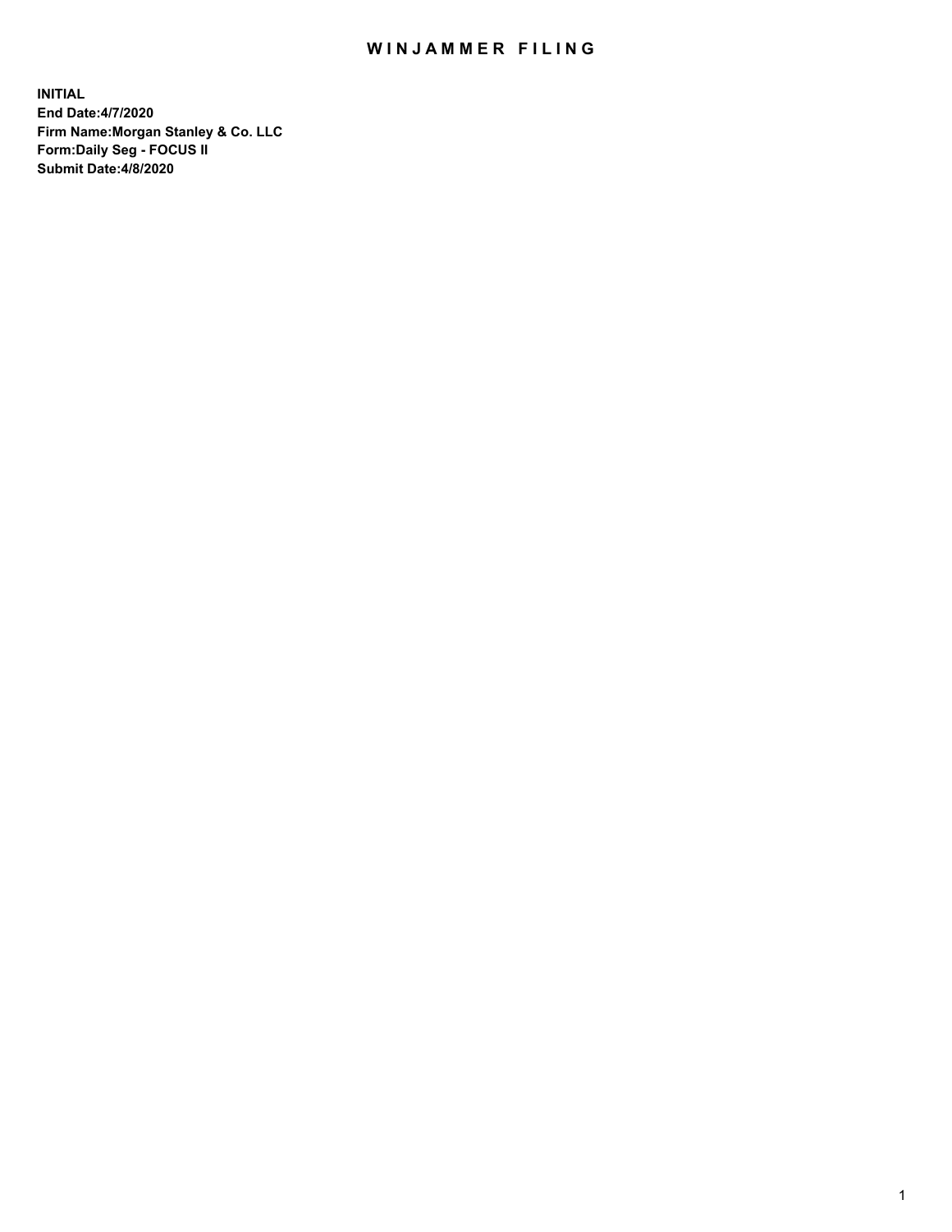# WINJAMMER FILING

**INITIAL**
**End Date:4/7/2020**
**Firm Name:Morgan Stanley & Co. LLC**
**Form:Daily Seg - FOCUS II**
**Submit Date:4/8/2020**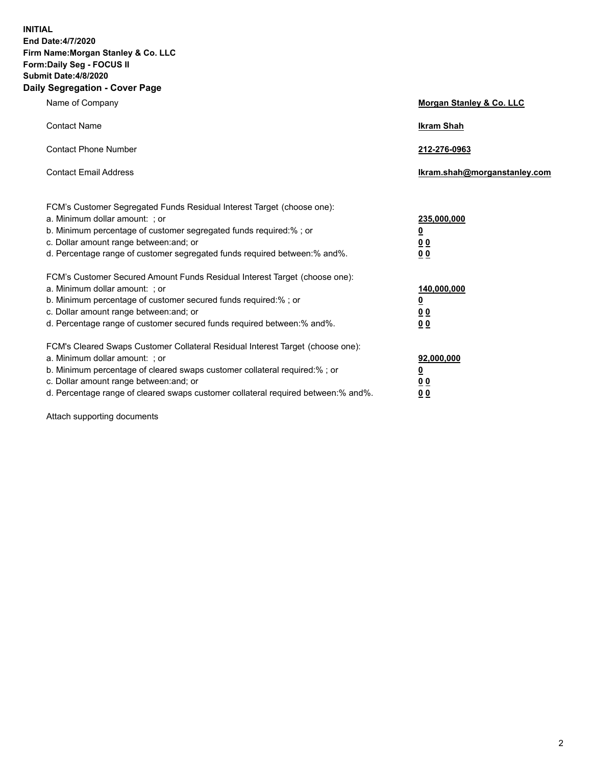**INITIAL**
**End Date:4/7/2020**
**Firm Name:Morgan Stanley & Co. LLC**
**Form:Daily Seg - FOCUS II**
**Submit Date:4/8/2020**
**Daily Segregation - Cover Page**

| | |
|---|---|
| Name of Company | **Morgan Stanley & Co. LLC** |
| Contact Name | **Ikram Shah** |
| Contact Phone Number | **212-276-0963** |
| Contact Email Address | **Ikram.shah@morganstanley.com** |

| | |
|---|---|
| FCM's Customer Segregated Funds Residual Interest Target (choose one): | |
| a. Minimum dollar amount: ; or | **235,000,000** |
| b. Minimum percentage of customer segregated funds required:% ; or | **0** |
| c. Dollar amount range between:and; or | **0 0** |
| d. Percentage range of customer segregated funds required between:% and%. | **0 0** |
| FCM's Customer Secured Amount Funds Residual Interest Target (choose one): | |
| a. Minimum dollar amount: ; or | **140,000,000** |
| b. Minimum percentage of customer secured funds required:% ; or | **0** |
| c. Dollar amount range between:and; or | **0 0** |
| d. Percentage range of customer secured funds required between:% and%. | **0 0** |
| FCM's Cleared Swaps Customer Collateral Residual Interest Target (choose one): | |
| a. Minimum dollar amount: ; or | **92,000,000** |
| b. Minimum percentage of cleared swaps customer collateral required:% ; or | **0** |
| c. Dollar amount range between:and; or | **0 0** |
| d. Percentage range of cleared swaps customer collateral required between:% and%. | **0 0** |

Attach supporting documents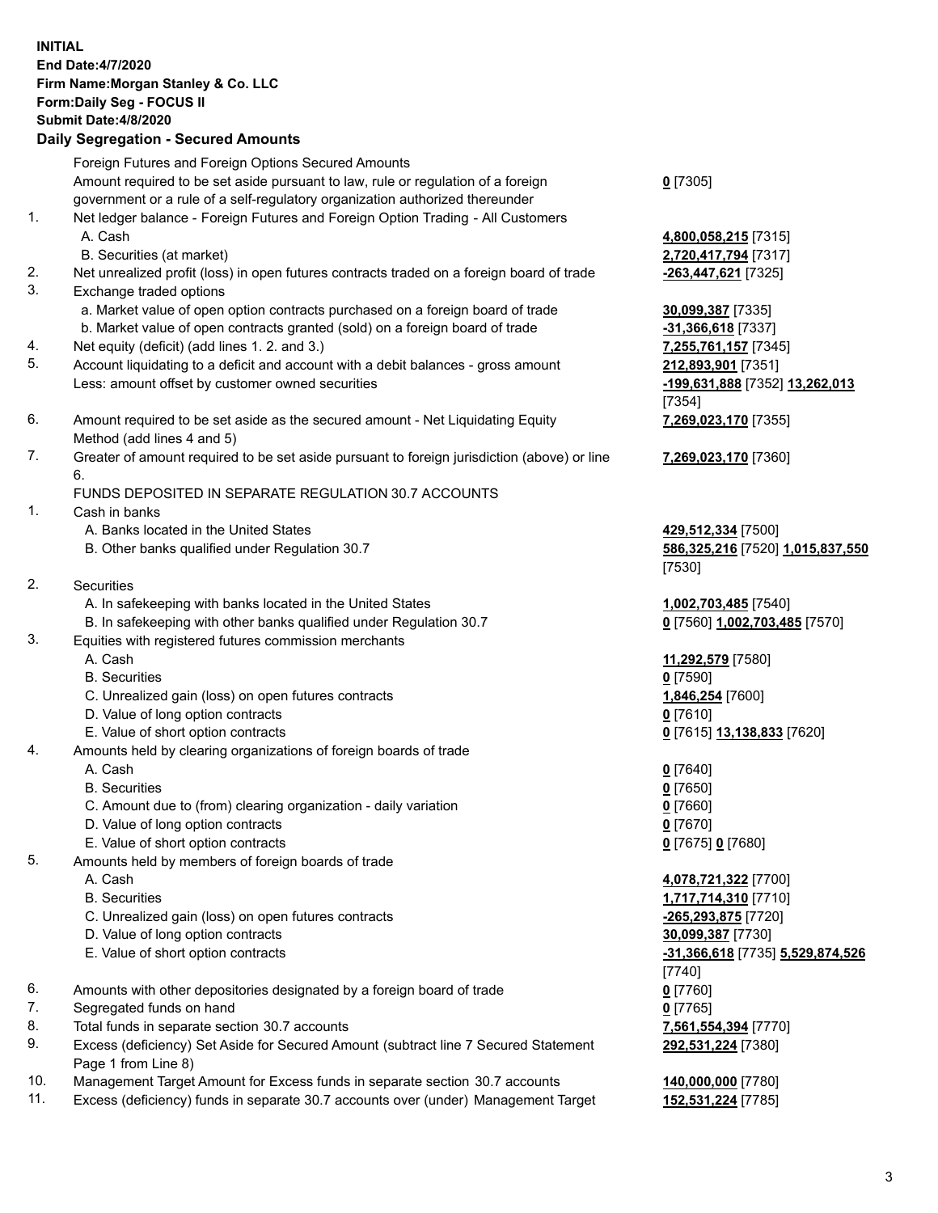**INITIAL**
**End Date:4/7/2020**
**Firm Name:Morgan Stanley & Co. LLC**
**Form:Daily Seg - FOCUS II**
**Submit Date:4/8/2020**

## Daily Segregation - Secured Amounts

| | | |
|---|---|---|
| | Foreign Futures and Foreign Options Secured Amounts | |
| | Amount required to be set aside pursuant to law, rule or regulation of a foreign government or a rule of a self-regulatory organization authorized thereunder | **0** [7305] |
| 1. | Net ledger balance - Foreign Futures and Foreign Option Trading - All Customers | |
| | A. Cash | **4,800,058,215** [7315] |
| | B. Securities (at market) | **2,720,417,794** [7317] |
| 2. | Net unrealized profit (loss) in open futures contracts traded on a foreign board of trade | **-263,447,621** [7325] |
| 3. | Exchange traded options | |
| | a. Market value of open option contracts purchased on a foreign board of trade | **30,099,387** [7335] |
| | b. Market value of open contracts granted (sold) on a foreign board of trade | **-31,366,618** [7337] |
| 4. | Net equity (deficit) (add lines 1. 2. and 3.) | **7,255,761,157** [7345] |
| 5. | Account liquidating to a deficit and account with a debit balances - gross amount | **212,893,901** [7351] |
| | Less: amount offset by customer owned securities | **-199,631,888** [7352] **13,262,013** [7354] |
| 6. | Amount required to be set aside as the secured amount - Net Liquidating Equity Method (add lines 4 and 5) | **7,269,023,170** [7355] |
| 7. | Greater of amount required to be set aside pursuant to foreign jurisdiction (above) or line 6. | **7,269,023,170** [7360] |
| | FUNDS DEPOSITED IN SEPARATE REGULATION 30.7 ACCOUNTS | |
| 1. | Cash in banks | |
| | A. Banks located in the United States | **429,512,334** [7500] |
| | B. Other banks qualified under Regulation 30.7 | **586,325,216** [7520] **1,015,837,550** [7530] |
| 2. | Securities | |
| | A. In safekeeping with banks located in the United States | **1,002,703,485** [7540] |
| | B. In safekeeping with other banks qualified under Regulation 30.7 | **0** [7560] **1,002,703,485** [7570] |
| 3. | Equities with registered futures commission merchants | |
| | A. Cash | **11,292,579** [7580] |
| | B. Securities | **0** [7590] |
| | C. Unrealized gain (loss) on open futures contracts | **1,846,254** [7600] |
| | D. Value of long option contracts | **0** [7610] |
| | E. Value of short option contracts | **0** [7615] **13,138,833** [7620] |
| 4. | Amounts held by clearing organizations of foreign boards of trade | |
| | A. Cash | **0** [7640] |
| | B. Securities | **0** [7650] |
| | C. Amount due to (from) clearing organization - daily variation | **0** [7660] |
| | D. Value of long option contracts | **0** [7670] |
| | E. Value of short option contracts | **0** [7675] **0** [7680] |
| 5. | Amounts held by members of foreign boards of trade | |
| | A. Cash | **4,078,721,322** [7700] |
| | B. Securities | **1,717,714,310** [7710] |
| | C. Unrealized gain (loss) on open futures contracts | **-265,293,875** [7720] |
| | D. Value of long option contracts | **30,099,387** [7730] |
| | E. Value of short option contracts | **-31,366,618** [7735] **5,529,874,526** [7740] |
| 6. | Amounts with other depositories designated by a foreign board of trade | **0** [7760] |
| 7. | Segregated funds on hand | **0** [7765] |
| 8. | Total funds in separate section 30.7 accounts | **7,561,554,394** [7770] |
| 9. | Excess (deficiency) Set Aside for Secured Amount (subtract line 7 Secured Statement Page 1 from Line 8) | **292,531,224** [7380] |
| 10. | Management Target Amount for Excess funds in separate section 30.7 accounts | **140,000,000** [7780] |
| 11. | Excess (deficiency) funds in separate 30.7 accounts over (under) Management Target | **152,531,224** [7785] |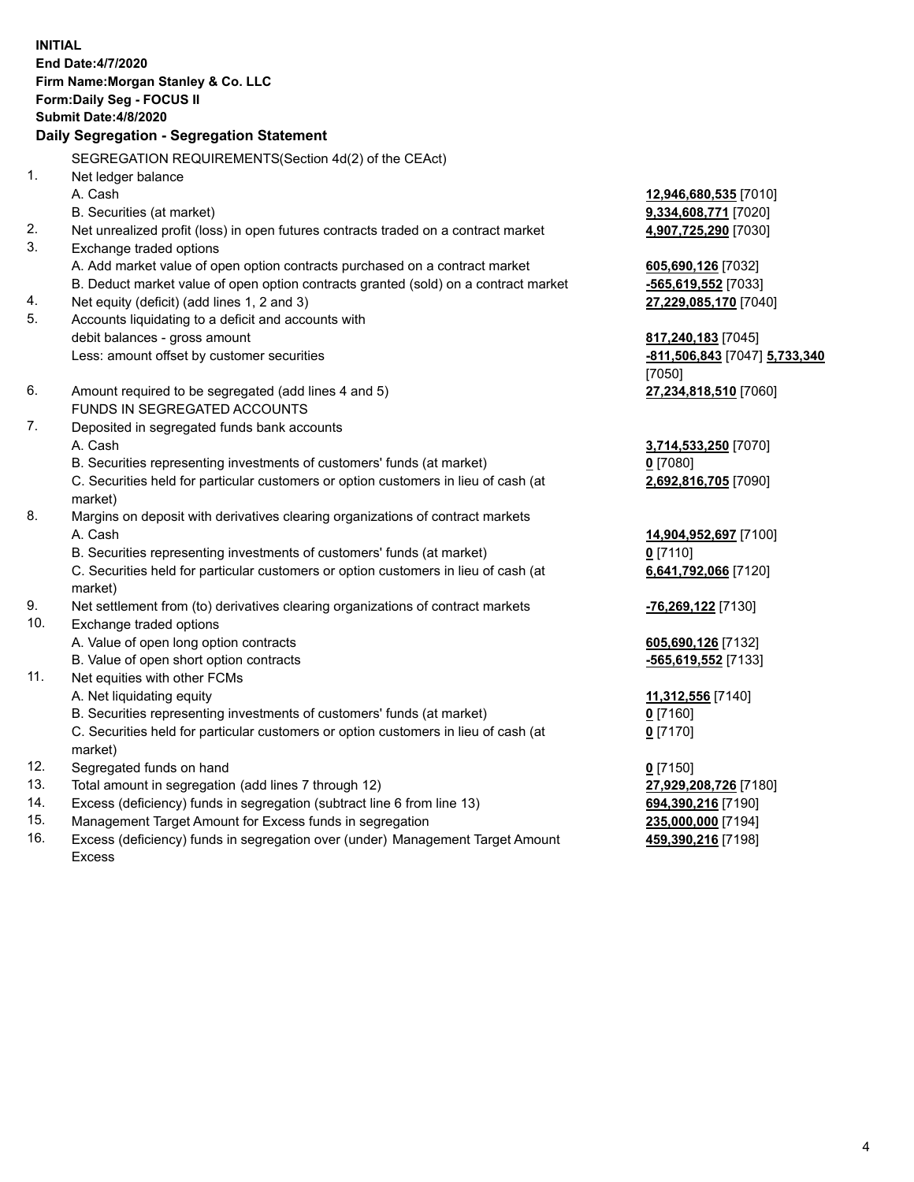**INITIAL**
**End Date:4/7/2020**
**Firm Name:Morgan Stanley & Co. LLC**
**Form:Daily Seg - FOCUS II**
**Submit Date:4/8/2020**

**Daily Segregation - Segregation Statement**

| | | |
|---|---|---|
| | SEGREGATION REQUIREMENTS(Section 4d(2) of the CEAct) | |
| 1. | Net ledger balance | |
| | A. Cash | **12,946,680,535** [7010] |
| | B. Securities (at market) | **9,334,608,771** [7020] |
| 2. | Net unrealized profit (loss) in open futures contracts traded on a contract market | **4,907,725,290** [7030] |
| 3. | Exchange traded options | |
| | A. Add market value of open option contracts purchased on a contract market | **605,690,126** [7032] |
| | B. Deduct market value of open option contracts granted (sold) on a contract market | **-565,619,552** [7033] |
| 4. | Net equity (deficit) (add lines 1, 2 and 3) | **27,229,085,170** [7040] |
| 5. | Accounts liquidating to a deficit and accounts with debit balances - gross amount | **817,240,183** [7045] |
| | Less: amount offset by customer securities | **-811,506,843** [7047] **5,733,340** [7050] |
| 6. | Amount required to be segregated (add lines 4 and 5) | **27,234,818,510** [7060] |
| | FUNDS IN SEGREGATED ACCOUNTS | |
| 7. | Deposited in segregated funds bank accounts | |
| | A. Cash | **3,714,533,250** [7070] |
| | B. Securities representing investments of customers' funds (at market) | **0** [7080] |
| | C. Securities held for particular customers or option customers in lieu of cash (at market) | **2,692,816,705** [7090] |
| 8. | Margins on deposit with derivatives clearing organizations of contract markets | |
| | A. Cash | **14,904,952,697** [7100] |
| | B. Securities representing investments of customers' funds (at market) | **0** [7110] |
| | C. Securities held for particular customers or option customers in lieu of cash (at market) | **6,641,792,066** [7120] |
| 9. | Net settlement from (to) derivatives clearing organizations of contract markets | **-76,269,122** [7130] |
| 10. | Exchange traded options | |
| | A. Value of open long option contracts | **605,690,126** [7132] |
| | B. Value of open short option contracts | **-565,619,552** [7133] |
| 11. | Net equities with other FCMs | |
| | A. Net liquidating equity | **11,312,556** [7140] |
| | B. Securities representing investments of customers' funds (at market) | **0** [7160] |
| | C. Securities held for particular customers or option customers in lieu of cash (at market) | **0** [7170] |
| 12. | Segregated funds on hand | **0** [7150] |
| 13. | Total amount in segregation (add lines 7 through 12) | **27,929,208,726** [7180] |
| 14. | Excess (deficiency) funds in segregation (subtract line 6 from line 13) | **694,390,216** [7190] |
| 15. | Management Target Amount for Excess funds in segregation | **235,000,000** [7194] |
| 16. | Excess (deficiency) funds in segregation over (under) Management Target Amount Excess | **459,390,216** [7198] |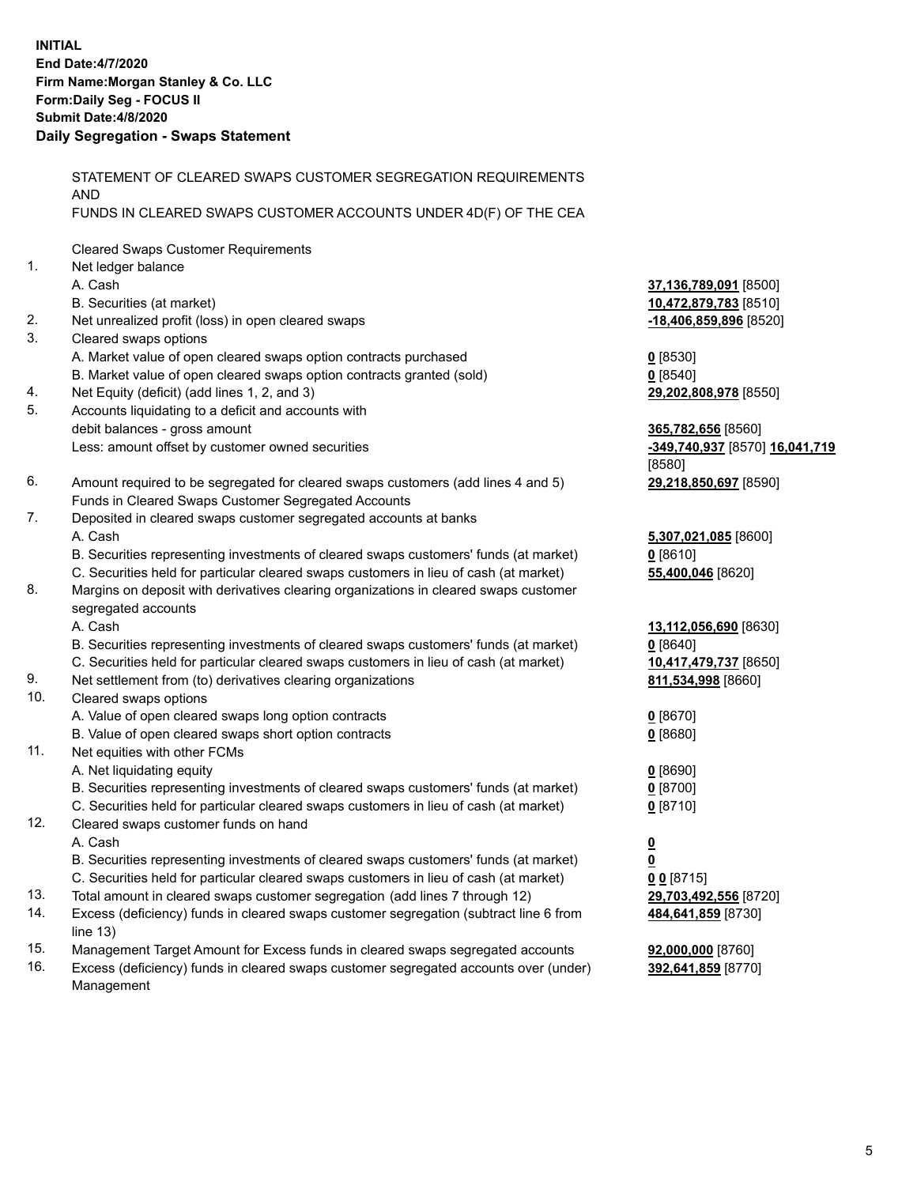**INITIAL**
**End Date:4/7/2020**
**Firm Name:Morgan Stanley & Co. LLC**
**Form:Daily Seg - FOCUS II**
**Submit Date:4/8/2020**
**Daily Segregation - Swaps Statement**

STATEMENT OF CLEARED SWAPS CUSTOMER SEGREGATION REQUIREMENTS AND FUNDS IN CLEARED SWAPS CUSTOMER ACCOUNTS UNDER 4D(F) OF THE CEA

| | | |
|---|---|---|
| | Cleared Swaps Customer Requirements | |
| 1. | Net ledger balance | |
| | A. Cash | **37,136,789,091** [8500] |
| | B. Securities (at market) | **10,472,879,783** [8510] |
| 2. | Net unrealized profit (loss) in open cleared swaps | **-18,406,859,896** [8520] |
| 3. | Cleared swaps options | |
| | A. Market value of open cleared swaps option contracts purchased | **0** [8530] |
| | B. Market value of open cleared swaps option contracts granted (sold) | **0** [8540] |
| 4. | Net Equity (deficit) (add lines 1, 2, and 3) | **29,202,808,978** [8550] |
| 5. | Accounts liquidating to a deficit and accounts with debit balances - gross amount | **365,782,656** [8560] |
| | Less: amount offset by customer owned securities | **-349,740,937** [8570] **16,041,719** [8580] |
| 6. | Amount required to be segregated for cleared swaps customers (add lines 4 and 5) | **29,218,850,697** [8590] |
| | Funds in Cleared Swaps Customer Segregated Accounts | |
| 7. | Deposited in cleared swaps customer segregated accounts at banks | |
| | A. Cash | **5,307,021,085** [8600] |
| | B. Securities representing investments of cleared swaps customers' funds (at market) | **0** [8610] |
| | C. Securities held for particular cleared swaps customers in lieu of cash (at market) | **55,400,046** [8620] |
| 8. | Margins on deposit with derivatives clearing organizations in cleared swaps customer segregated accounts | |
| | A. Cash | **13,112,056,690** [8630] |
| | B. Securities representing investments of cleared swaps customers' funds (at market) | **0** [8640] |
| | C. Securities held for particular cleared swaps customers in lieu of cash (at market) | **10,417,479,737** [8650] |
| 9. | Net settlement from (to) derivatives clearing organizations | **811,534,998** [8660] |
| 10. | Cleared swaps options | |
| | A. Value of open cleared swaps long option contracts | **0** [8670] |
| | B. Value of open cleared swaps short option contracts | **0** [8680] |
| 11. | Net equities with other FCMs | |
| | A. Net liquidating equity | **0** [8690] |
| | B. Securities representing investments of cleared swaps customers' funds (at market) | **0** [8700] |
| | C. Securities held for particular cleared swaps customers in lieu of cash (at market) | **0** [8710] |
| 12. | Cleared swaps customer funds on hand | |
| | A. Cash | **0** |
| | B. Securities representing investments of cleared swaps customers' funds (at market) | **0** |
| | C. Securities held for particular cleared swaps customers in lieu of cash (at market) | **0** **0** [8715] |
| 13. | Total amount in cleared swaps customer segregation (add lines 7 through 12) | **29,703,492,556** [8720] |
| 14. | Excess (deficiency) funds in cleared swaps customer segregation (subtract line 6 from line 13) | **484,641,859** [8730] |
| 15. | Management Target Amount for Excess funds in cleared swaps segregated accounts | **92,000,000** [8760] |
| 16. | Excess (deficiency) funds in cleared swaps customer segregated accounts over (under) Management | **392,641,859** [8770] |